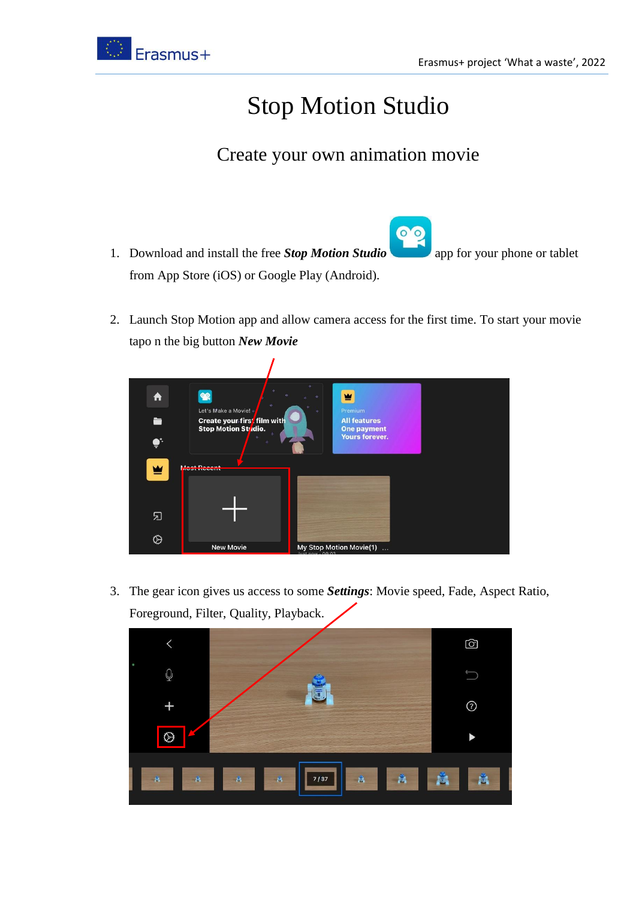# Stop Motion Studio

## Create your own animation movie

1. Download and install the free ***Stop Motion Studio*** app for your phone or tablet from App Store (iOS) or Google Play (Android).

2. Launch Stop Motion app and allow camera access for the first time. To start your movie tapo n the big button ***New Movie***

3. The gear icon gives us access to some ***Settings***: Movie speed, Fade, Aspect Ratio, Foreground, Filter, Quality, Playback.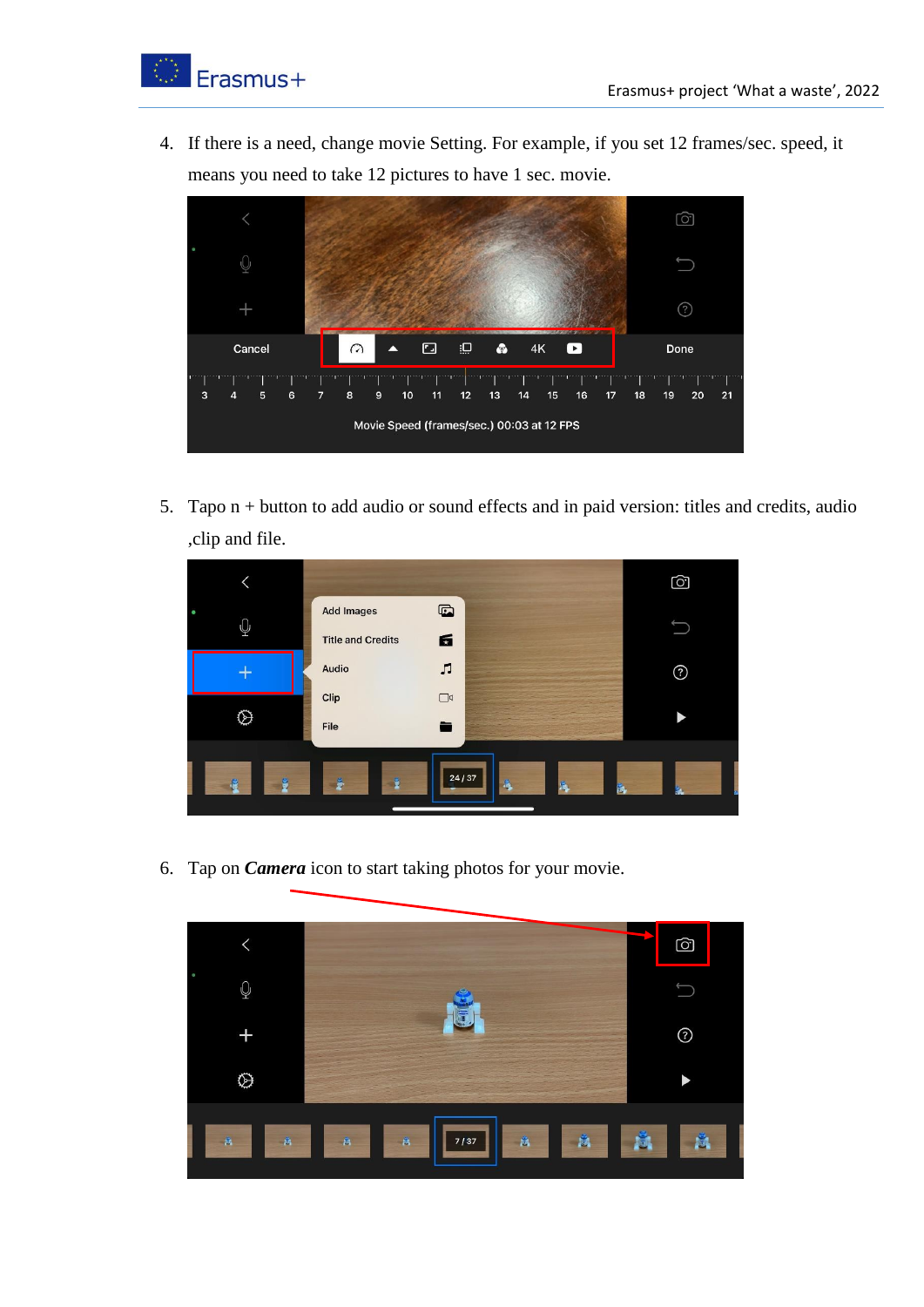4. If there is a need, change movie Setting. For example, if you set 12 frames/sec. speed, it means you need to take 12 pictures to have 1 sec. movie.

5. Tapo n + button to add audio or sound effects and in paid version: titles and credits, audio ,clip and file.

6. Tap on ***Camera*** icon to start taking photos for your movie.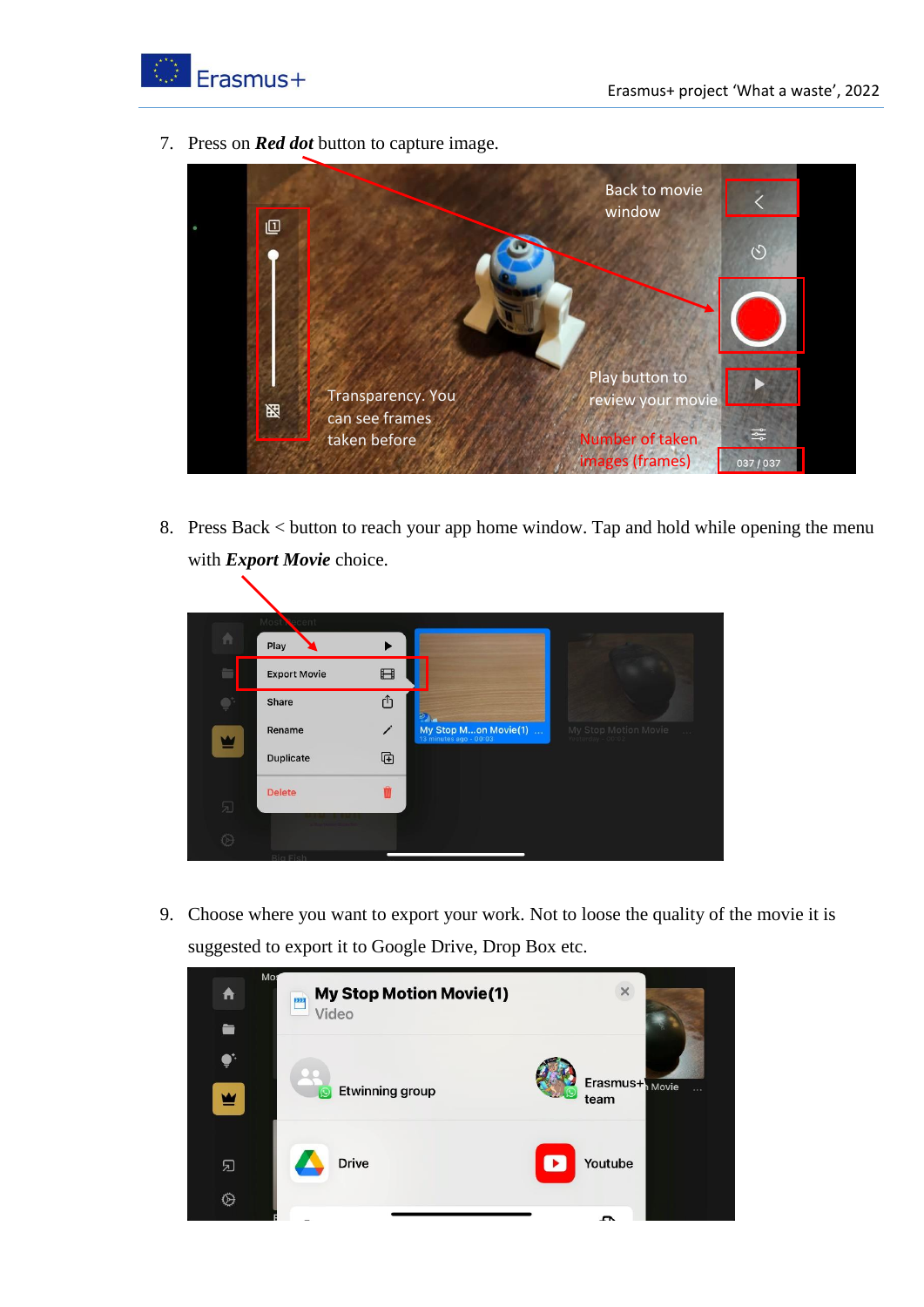7. Press on ***Red dot*** button to capture image.

8. Press Back < button to reach your app home window. Tap and hold while opening the menu with ***Export Movie*** choice.

9. Choose where you want to export your work. Not to loose the quality of the movie it is suggested to export it to Google Drive, Drop Box etc.